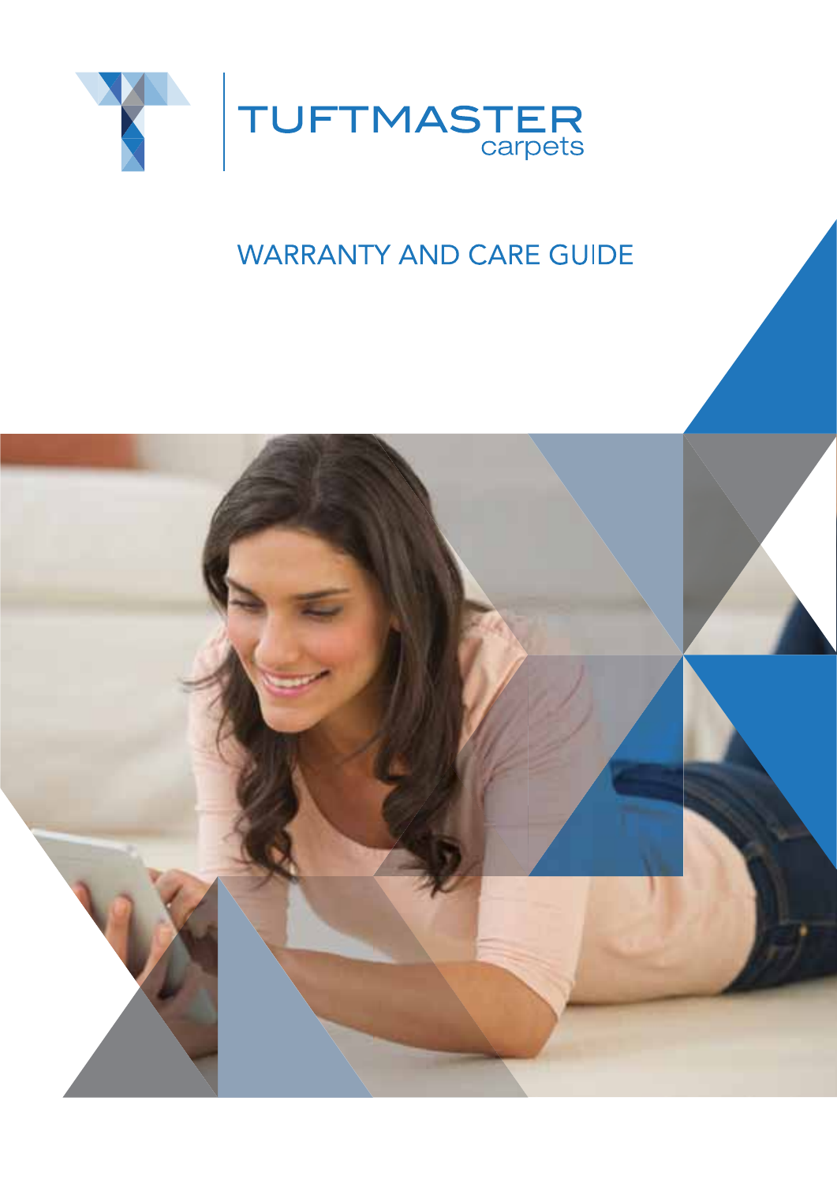TUFTMASTER carpets

# WARRANTY AND CARE GUIDE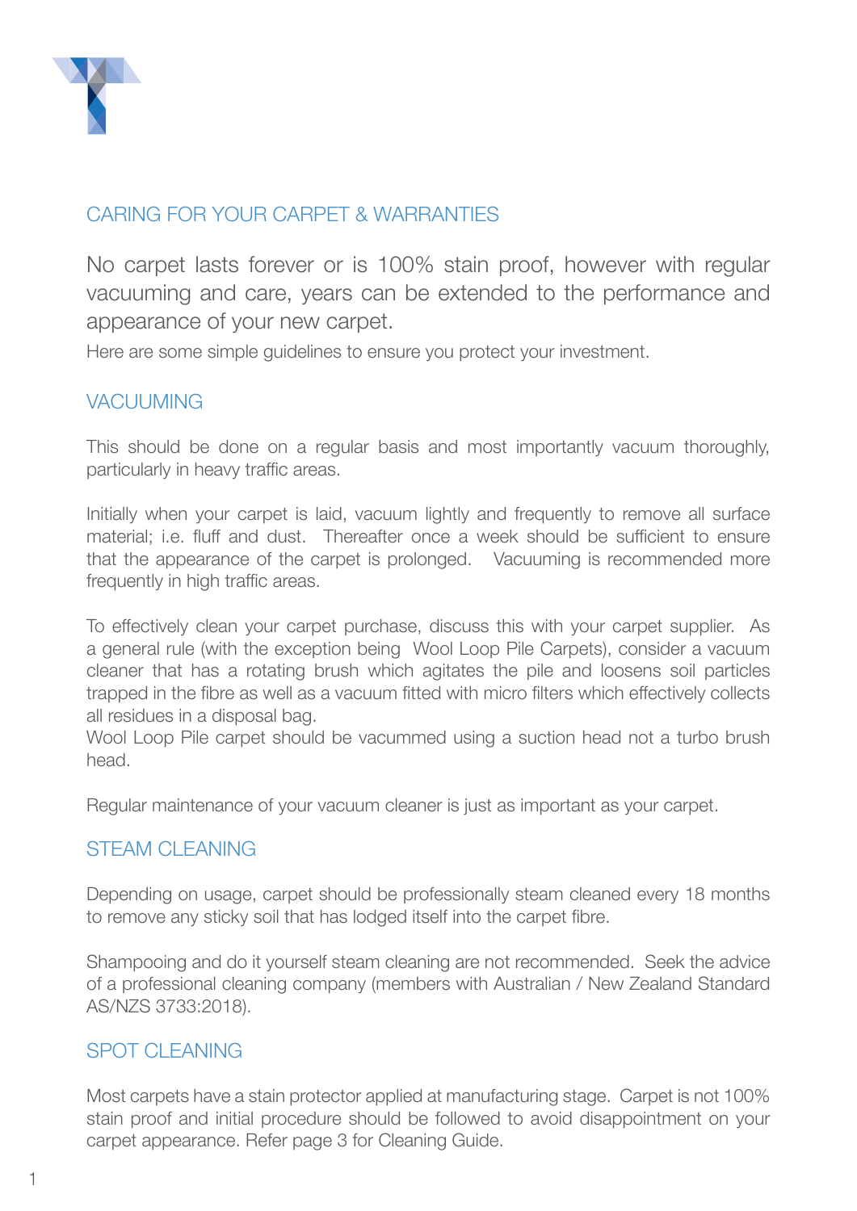## CARING FOR YOUR CARPET & WARRANTIES

No carpet lasts forever or is 100% stain proof, however with regular vacuuming and care, years can be extended to the performance and appearance of your new carpet.

Here are some simple guidelines to ensure you protect your investment.

## VACUUMING

This should be done on a regular basis and most importantly vacuum thoroughly, particularly in heavy traffic areas.

Initially when your carpet is laid, vacuum lightly and frequently to remove all surface material; i.e. fluff and dust. Thereafter once a week should be sufficient to ensure that the appearance of the carpet is prolonged. Vacuuming is recommended more frequently in high traffic areas.

To effectively clean your carpet purchase, discuss this with your carpet supplier. As a general rule (with the exception being Wool Loop Pile Carpets), consider a vacuum cleaner that has a rotating brush which agitates the pile and loosens soil particles trapped in the fibre as well as a vacuum fitted with micro filters which effectively collects all residues in a disposal bag.

Wool Loop Pile carpet should be vacummed using a suction head not a turbo brush head.

Regular maintenance of your vacuum cleaner is just as important as your carpet.

## STEAM CLEANING

Depending on usage, carpet should be professionally steam cleaned every 18 months to remove any sticky soil that has lodged itself into the carpet fibre.

Shampooing and do it yourself steam cleaning are not recommended. Seek the advice of a professional cleaning company (members with Australian / New Zealand Standard AS/NZS 3733:2018).

## SPOT CLEANING

Most carpets have a stain protector applied at manufacturing stage. Carpet is not 100% stain proof and initial procedure should be followed to avoid disappointment on your carpet appearance. Refer page 3 for Cleaning Guide.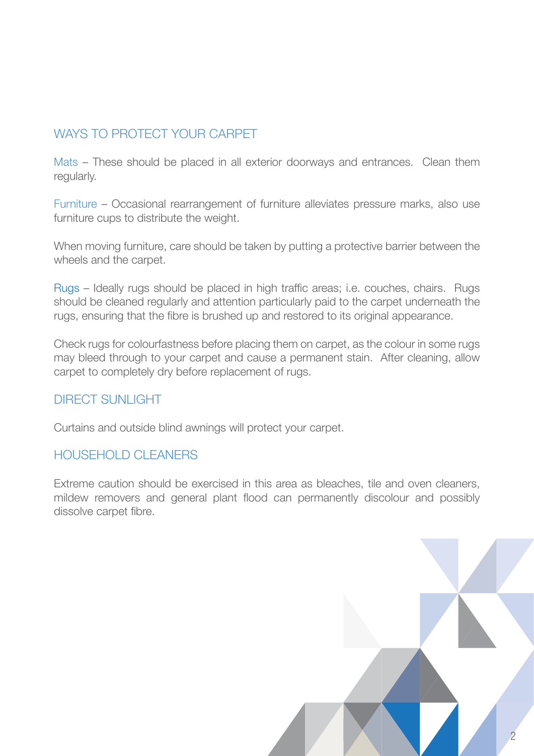## WAYS TO PROTECT YOUR CARPET

Mats – These should be placed in all exterior doorways and entrances. Clean them regularly.

Furniture – Occasional rearrangement of furniture alleviates pressure marks, also use furniture cups to distribute the weight.

When moving furniture, care should be taken by putting a protective barrier between the wheels and the carpet.

Rugs – Ideally rugs should be placed in high traffic areas; i.e. couches, chairs. Rugs should be cleaned regularly and attention particularly paid to the carpet underneath the rugs, ensuring that the fibre is brushed up and restored to its original appearance.

Check rugs for colourfastness before placing them on carpet, as the colour in some rugs may bleed through to your carpet and cause a permanent stain. After cleaning, allow carpet to completely dry before replacement of rugs.

## DIRECT SUNLIGHT

Curtains and outside blind awnings will protect your carpet.

## HOUSEHOLD CLEANERS

Extreme caution should be exercised in this area as bleaches, tile and oven cleaners, mildew removers and general plant flood can permanently discolour and possibly dissolve carpet fibre.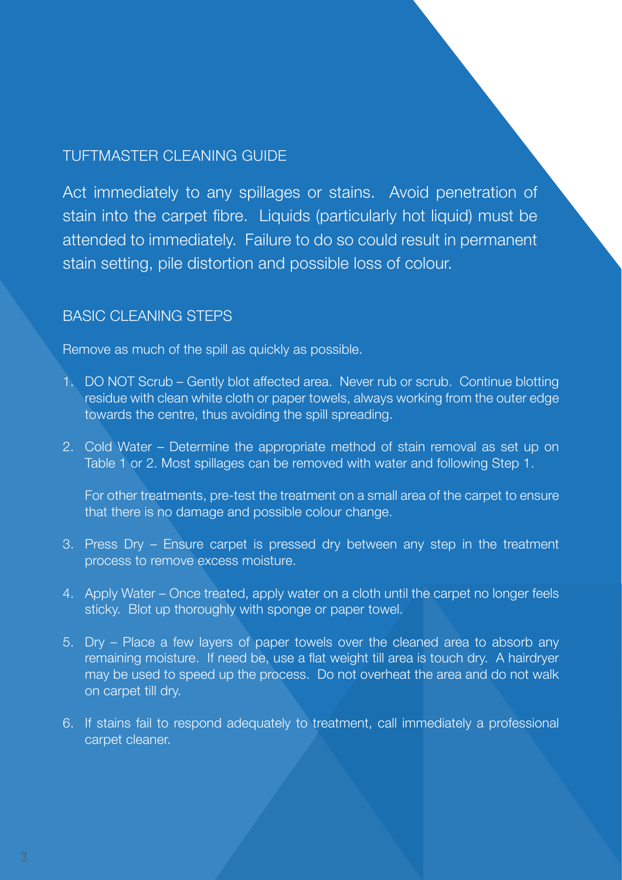## TUFTMASTER CLEANING GUIDE

Act immediately to any spillages or stains. Avoid penetration of stain into the carpet fibre. Liquids (particularly hot liquid) must be attended to immediately. Failure to do so could result in permanent stain setting, pile distortion and possible loss of colour.

### BASIC CLEANING STEPS

Remove as much of the spill as quickly as possible.

1. DO NOT Scrub – Gently blot affected area. Never rub or scrub. Continue blotting residue with clean white cloth or paper towels, always working from the outer edge towards the centre, thus avoiding the spill spreading.

2. Cold Water – Determine the appropriate method of stain removal as set up on Table 1 or 2. Most spillages can be removed with water and following Step 1.

   For other treatments, pre-test the treatment on a small area of the carpet to ensure that there is no damage and possible colour change.

3. Press Dry – Ensure carpet is pressed dry between any step in the treatment process to remove excess moisture.

4. Apply Water – Once treated, apply water on a cloth until the carpet no longer feels sticky. Blot up thoroughly with sponge or paper towel.

5. Dry – Place a few layers of paper towels over the cleaned area to absorb any remaining moisture. If need be, use a flat weight till area is touch dry. A hairdryer may be used to speed up the process. Do not overheat the area and do not walk on carpet till dry.

6. If stains fail to respond adequately to treatment, call immediately a professional carpet cleaner.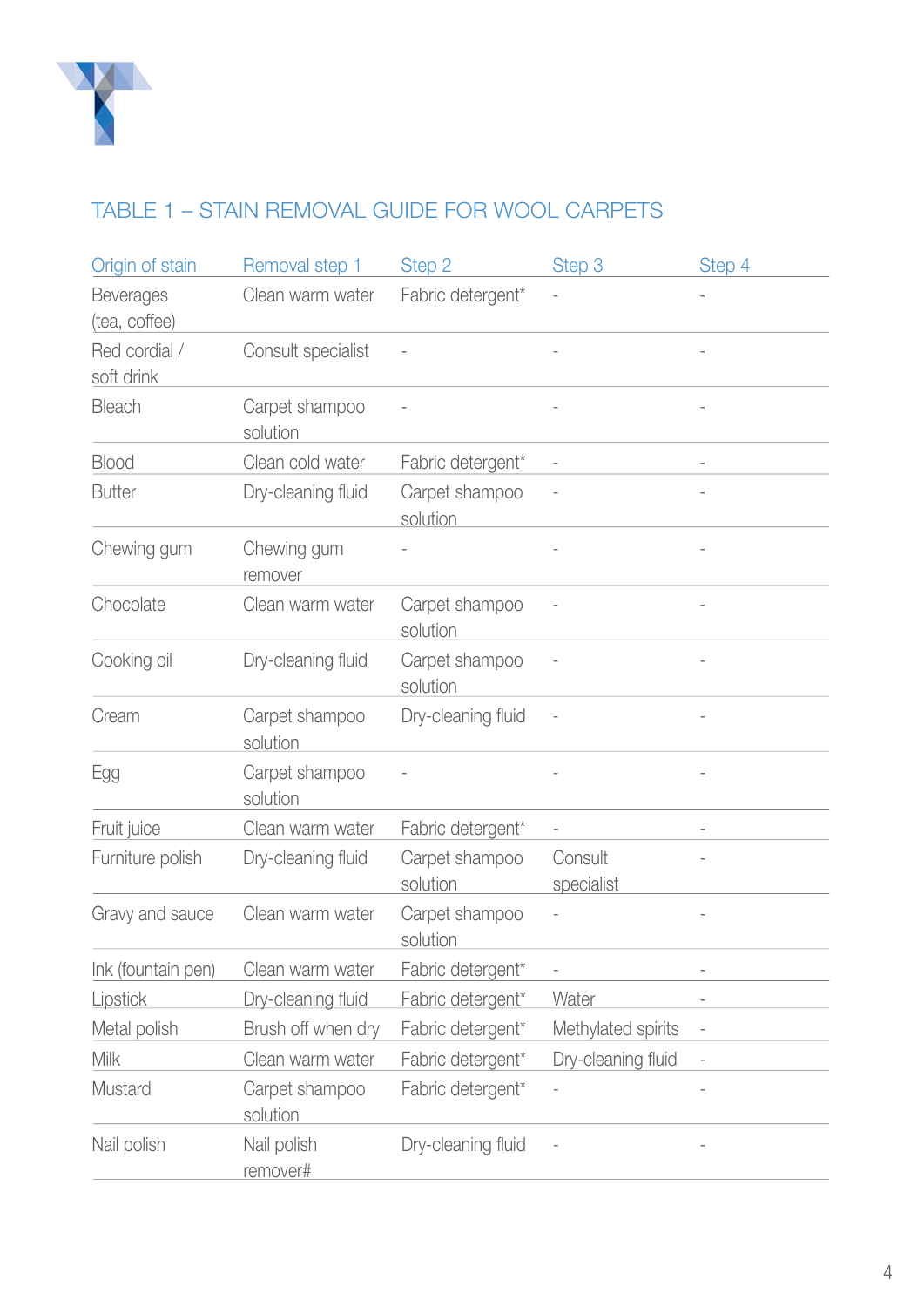## TABLE 1 – STAIN REMOVAL GUIDE FOR WOOL CARPETS

| Origin of stain | Removal step 1 | Step 2 | Step 3 | Step 4 |
|---|---|---|---|---|
| Beverages (tea, coffee) | Clean warm water | Fabric detergent* | - | - |
| Red cordial / soft drink | Consult specialist | - | - | - |
| Bleach | Carpet shampoo solution | - | - | - |
| Blood | Clean cold water | Fabric detergent* | - | - |
| Butter | Dry-cleaning fluid | Carpet shampoo solution | - | - |
| Chewing gum | Chewing gum remover | - | - | - |
| Chocolate | Clean warm water | Carpet shampoo solution | - | - |
| Cooking oil | Dry-cleaning fluid | Carpet shampoo solution | - | - |
| Cream | Carpet shampoo solution | Dry-cleaning fluid | - | - |
| Egg | Carpet shampoo solution | - | - | - |
| Fruit juice | Clean warm water | Fabric detergent* | - | - |
| Furniture polish | Dry-cleaning fluid | Carpet shampoo solution | Consult specialist | - |
| Gravy and sauce | Clean warm water | Carpet shampoo solution | - | - |
| Ink (fountain pen) | Clean warm water | Fabric detergent* | - | - |
| Lipstick | Dry-cleaning fluid | Fabric detergent* | Water | - |
| Metal polish | Brush off when dry | Fabric detergent* | Methylated spirits | - |
| Milk | Clean warm water | Fabric detergent* | Dry-cleaning fluid | - |
| Mustard | Carpet shampoo solution | Fabric detergent* | - | - |
| Nail polish | Nail polish remover# | Dry-cleaning fluid | - | - |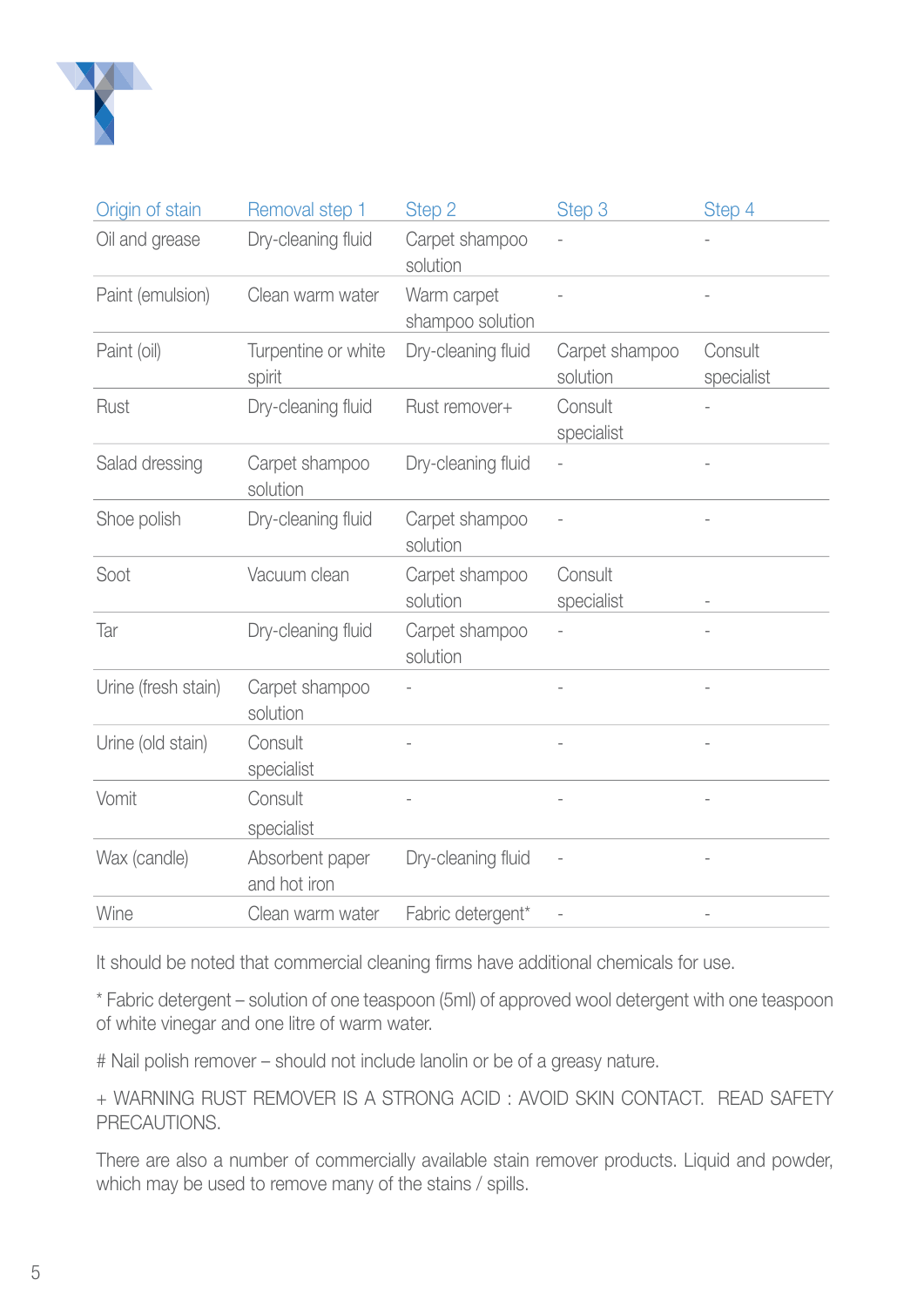| Origin of stain | Removal step 1 | Step 2 | Step 3 | Step 4 |
|---|---|---|---|---|
| Oil and grease | Dry-cleaning fluid | Carpet shampoo solution | - | - |
| Paint (emulsion) | Clean warm water | Warm carpet shampoo solution | - | - |
| Paint (oil) | Turpentine or white spirit | Dry-cleaning fluid | Carpet shampoo solution | Consult specialist |
| Rust | Dry-cleaning fluid | Rust remover+ | Consult specialist | - |
| Salad dressing | Carpet shampoo solution | Dry-cleaning fluid | - | - |
| Shoe polish | Dry-cleaning fluid | Carpet shampoo solution | - | - |
| Soot | Vacuum clean | Carpet shampoo solution | Consult specialist | - |
| Tar | Dry-cleaning fluid | Carpet shampoo solution | - | - |
| Urine (fresh stain) | Carpet shampoo solution | - | - | - |
| Urine (old stain) | Consult specialist | - | - | - |
| Vomit | Consult specialist | - | - | - |
| Wax (candle) | Absorbent paper and hot iron | Dry-cleaning fluid | - | - |
| Wine | Clean warm water | Fabric detergent* | - | - |

It should be noted that commercial cleaning firms have additional chemicals for use.

* Fabric detergent – solution of one teaspoon (5ml) of approved wool detergent with one teaspoon of white vinegar and one litre of warm water.

# Nail polish remover – should not include lanolin or be of a greasy nature.

+ WARNING RUST REMOVER IS A STRONG ACID : AVOID SKIN CONTACT. READ SAFETY PRECAUTIONS.

There are also a number of commercially available stain remover products. Liquid and powder, which may be used to remove many of the stains / spills.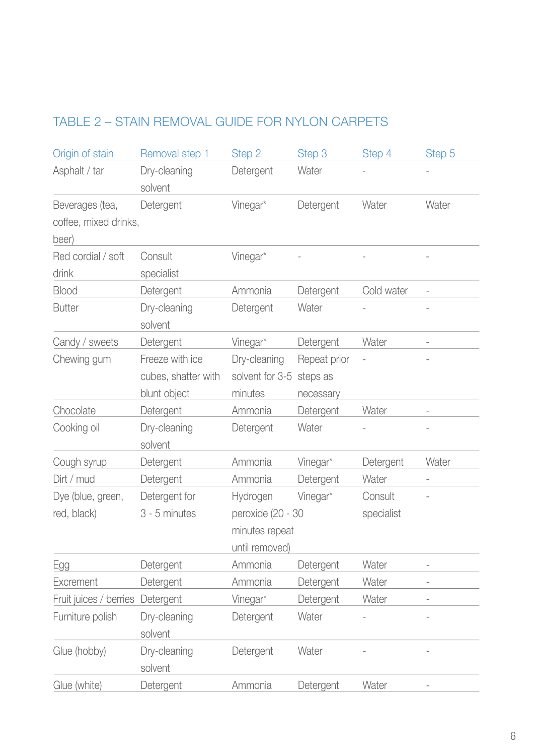## TABLE 2 – STAIN REMOVAL GUIDE FOR NYLON CARPETS

| Origin of stain | Removal step 1 | Step 2 | Step 3 | Step 4 | Step 5 |
|---|---|---|---|---|---|
| Asphalt / tar | Dry-cleaning solvent | Detergent | Water | - | - |
| Beverages (tea, coffee, mixed drinks, beer) | Detergent | Vinegar* | Detergent | Water | Water |
| Red cordial / soft drink | Consult specialist | Vinegar* | - | - | - |
| Blood | Detergent | Ammonia | Detergent | Cold water | - |
| Butter | Dry-cleaning solvent | Detergent | Water | - | - |
| Candy / sweets | Detergent | Vinegar* | Detergent | Water | - |
| Chewing gum | Freeze with ice cubes, shatter with blunt object | Dry-cleaning solvent for 3-5 minutes | Repeat prior steps as necessary | - | - |
| Chocolate | Detergent | Ammonia | Detergent | Water | - |
| Cooking oil | Dry-cleaning solvent | Detergent | Water | - | - |
| Cough syrup | Detergent | Ammonia | Vinegar* | Detergent | Water |
| Dirt / mud | Detergent | Ammonia | Detergent | Water | - |
| Dye (blue, green, red, black) | Detergent for 3 - 5 minutes | Hydrogen peroxide (20 - 30 minutes repeat until removed) | Vinegar* | Consult specialist | - |
| Egg | Detergent | Ammonia | Detergent | Water | - |
| Excrement | Detergent | Ammonia | Detergent | Water | - |
| Fruit juices / berries | Detergent | Vinegar* | Detergent | Water | - |
| Furniture polish | Dry-cleaning solvent | Detergent | Water | - | - |
| Glue (hobby) | Dry-cleaning solvent | Detergent | Water | - | - |
| Glue (white) | Detergent | Ammonia | Detergent | Water | - |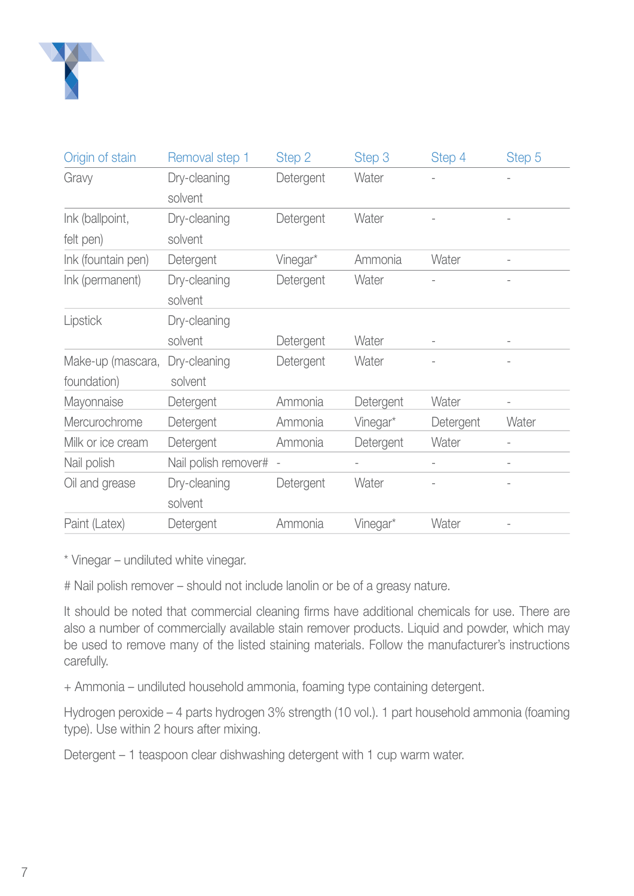| Origin of stain | Removal step 1 | Step 2 | Step 3 | Step 4 | Step 5 |
|---|---|---|---|---|---|
| Gravy | Dry-cleaning solvent | Detergent | Water | - | - |
| Ink (ballpoint, felt pen) | Dry-cleaning solvent | Detergent | Water | - | - |
| Ink (fountain pen) | Detergent | Vinegar* | Ammonia | Water | - |
| Ink (permanent) | Dry-cleaning solvent | Detergent | Water | - | - |
| Lipstick | Dry-cleaning solvent | Detergent | Water | - | - |
| Make-up (mascara, foundation) | Dry-cleaning solvent | Detergent | Water | - | - |
| Mayonnaise | Detergent | Ammonia | Detergent | Water | - |
| Mercurochrome | Detergent | Ammonia | Vinegar* | Detergent | Water |
| Milk or ice cream | Detergent | Ammonia | Detergent | Water | - |
| Nail polish | Nail polish remover# | - | - | - | - |
| Oil and grease | Dry-cleaning solvent | Detergent | Water | - | - |
| Paint (Latex) | Detergent | Ammonia | Vinegar* | Water | - |

\* Vinegar – undiluted white vinegar.

# Nail polish remover – should not include lanolin or be of a greasy nature.

It should be noted that commercial cleaning firms have additional chemicals for use. There are also a number of commercially available stain remover products. Liquid and powder, which may be used to remove many of the listed staining materials. Follow the manufacturer's instructions carefully.

+ Ammonia – undiluted household ammonia, foaming type containing detergent.

Hydrogen peroxide – 4 parts hydrogen 3% strength (10 vol.). 1 part household ammonia (foaming type). Use within 2 hours after mixing.

Detergent – 1 teaspoon clear dishwashing detergent with 1 cup warm water.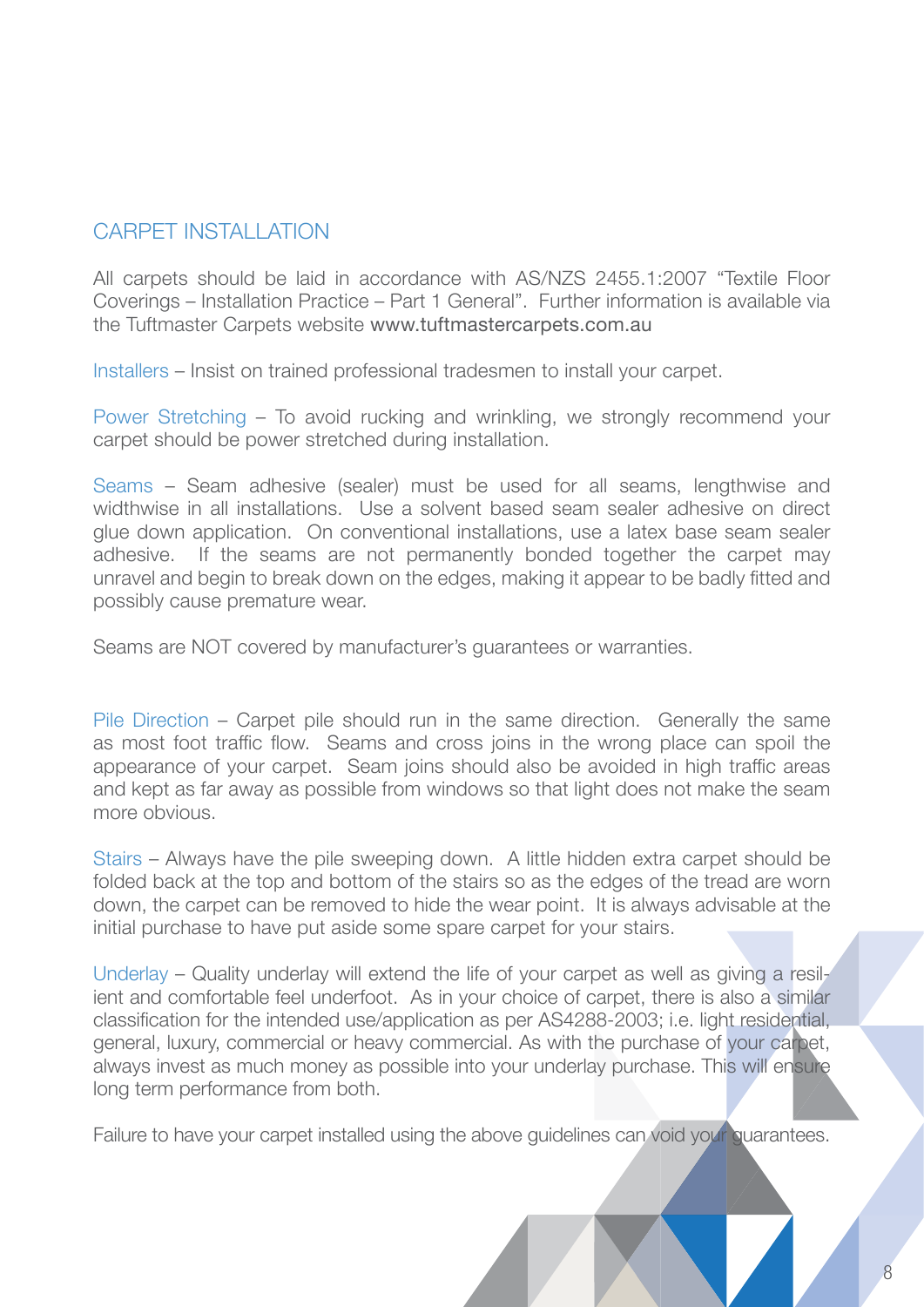## CARPET INSTALLATION

All carpets should be laid in accordance with AS/NZS 2455.1:2007 "Textile Floor Coverings – Installation Practice – Part 1 General". Further information is available via the Tuftmaster Carpets website www.tuftmastercarpets.com.au

Installers – Insist on trained professional tradesmen to install your carpet.

Power Stretching – To avoid rucking and wrinkling, we strongly recommend your carpet should be power stretched during installation.

Seams – Seam adhesive (sealer) must be used for all seams, lengthwise and widthwise in all installations. Use a solvent based seam sealer adhesive on direct glue down application. On conventional installations, use a latex base seam sealer adhesive. If the seams are not permanently bonded together the carpet may unravel and begin to break down on the edges, making it appear to be badly fitted and possibly cause premature wear.

Seams are NOT covered by manufacturer's guarantees or warranties.

Pile Direction – Carpet pile should run in the same direction. Generally the same as most foot traffic flow. Seams and cross joins in the wrong place can spoil the appearance of your carpet. Seam joins should also be avoided in high traffic areas and kept as far away as possible from windows so that light does not make the seam more obvious.

Stairs – Always have the pile sweeping down. A little hidden extra carpet should be folded back at the top and bottom of the stairs so as the edges of the tread are worn down, the carpet can be removed to hide the wear point. It is always advisable at the initial purchase to have put aside some spare carpet for your stairs.

Underlay – Quality underlay will extend the life of your carpet as well as giving a resilient and comfortable feel underfoot. As in your choice of carpet, there is also a similar classification for the intended use/application as per AS4288-2003; i.e. light residential, general, luxury, commercial or heavy commercial. As with the purchase of your carpet, always invest as much money as possible into your underlay purchase. This will ensure long term performance from both.

Failure to have your carpet installed using the above guidelines can void your guarantees.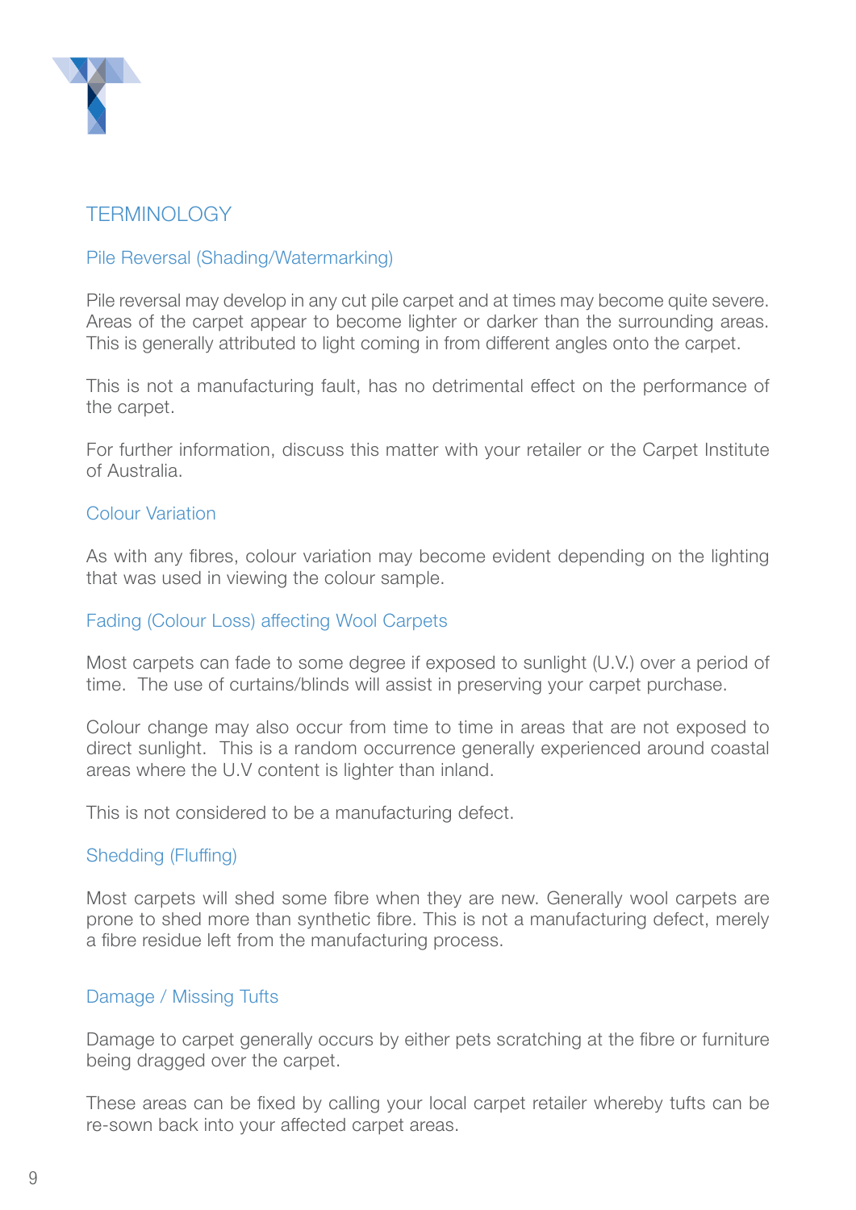# TERMINOLOGY

## Pile Reversal (Shading/Watermarking)

Pile reversal may develop in any cut pile carpet and at times may become quite severe. Areas of the carpet appear to become lighter or darker than the surrounding areas. This is generally attributed to light coming in from different angles onto the carpet.

This is not a manufacturing fault, has no detrimental effect on the performance of the carpet.

For further information, discuss this matter with your retailer or the Carpet Institute of Australia.

## Colour Variation

As with any fibres, colour variation may become evident depending on the lighting that was used in viewing the colour sample.

## Fading (Colour Loss) affecting Wool Carpets

Most carpets can fade to some degree if exposed to sunlight (U.V.) over a period of time. The use of curtains/blinds will assist in preserving your carpet purchase.

Colour change may also occur from time to time in areas that are not exposed to direct sunlight. This is a random occurrence generally experienced around coastal areas where the U.V content is lighter than inland.

This is not considered to be a manufacturing defect.

## Shedding (Fluffing)

Most carpets will shed some fibre when they are new. Generally wool carpets are prone to shed more than synthetic fibre. This is not a manufacturing defect, merely a fibre residue left from the manufacturing process.

## Damage / Missing Tufts

Damage to carpet generally occurs by either pets scratching at the fibre or furniture being dragged over the carpet.

These areas can be fixed by calling your local carpet retailer whereby tufts can be re-sown back into your affected carpet areas.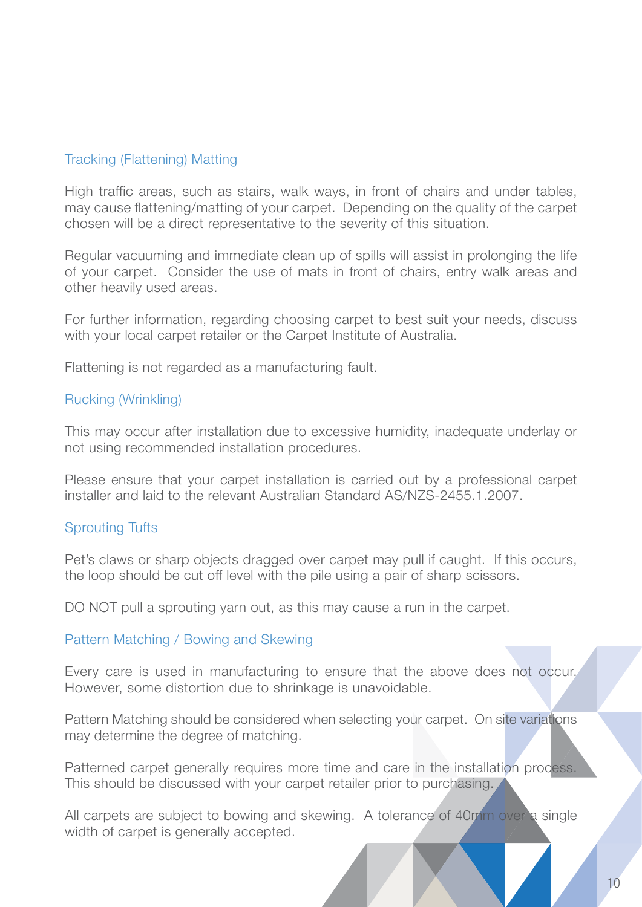## Tracking (Flattening) Matting

High traffic areas, such as stairs, walk ways, in front of chairs and under tables, may cause flattening/matting of your carpet. Depending on the quality of the carpet chosen will be a direct representative to the severity of this situation.

Regular vacuuming and immediate clean up of spills will assist in prolonging the life of your carpet. Consider the use of mats in front of chairs, entry walk areas and other heavily used areas.

For further information, regarding choosing carpet to best suit your needs, discuss with your local carpet retailer or the Carpet Institute of Australia.

Flattening is not regarded as a manufacturing fault.

## Rucking (Wrinkling)

This may occur after installation due to excessive humidity, inadequate underlay or not using recommended installation procedures.

Please ensure that your carpet installation is carried out by a professional carpet installer and laid to the relevant Australian Standard AS/NZS-2455.1.2007.

## Sprouting Tufts

Pet's claws or sharp objects dragged over carpet may pull if caught. If this occurs, the loop should be cut off level with the pile using a pair of sharp scissors.

DO NOT pull a sprouting yarn out, as this may cause a run in the carpet.

## Pattern Matching / Bowing and Skewing

Every care is used in manufacturing to ensure that the above does not occur. However, some distortion due to shrinkage is unavoidable.

Pattern Matching should be considered when selecting your carpet. On site variations may determine the degree of matching.

Patterned carpet generally requires more time and care in the installation process. This should be discussed with your carpet retailer prior to purchasing.

All carpets are subject to bowing and skewing. A tolerance of 40mm over a single width of carpet is generally accepted.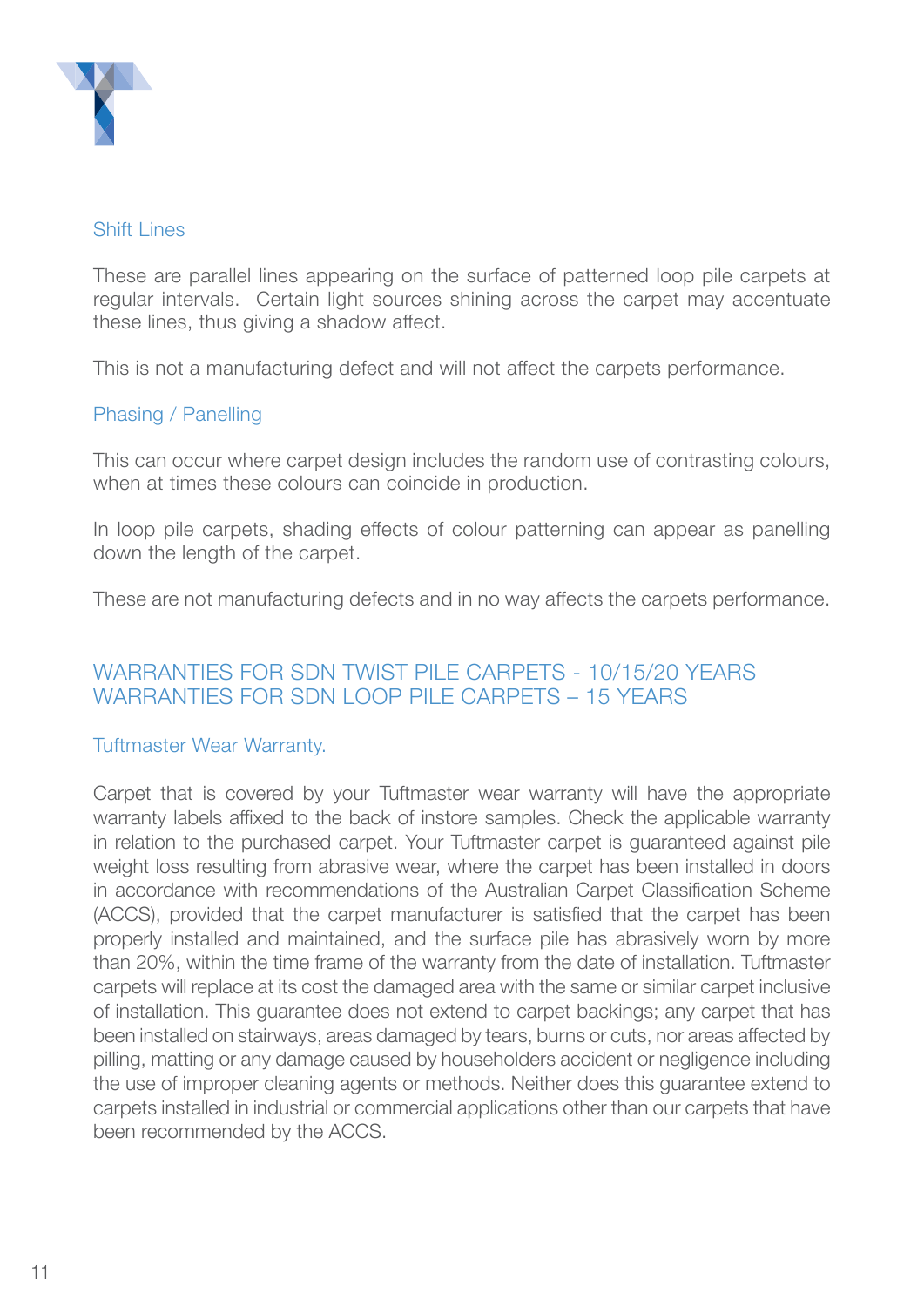### Shift Lines

These are parallel lines appearing on the surface of patterned loop pile carpets at regular intervals. Certain light sources shining across the carpet may accentuate these lines, thus giving a shadow affect.

This is not a manufacturing defect and will not affect the carpets performance.

### Phasing / Panelling

This can occur where carpet design includes the random use of contrasting colours, when at times these colours can coincide in production.

In loop pile carpets, shading effects of colour patterning can appear as panelling down the length of the carpet.

These are not manufacturing defects and in no way affects the carpets performance.

## WARRANTIES FOR SDN TWIST PILE CARPETS - 10/15/20 YEARS
## WARRANTIES FOR SDN LOOP PILE CARPETS – 15 YEARS

### Tuftmaster Wear Warranty.

Carpet that is covered by your Tuftmaster wear warranty will have the appropriate warranty labels affixed to the back of instore samples. Check the applicable warranty in relation to the purchased carpet. Your Tuftmaster carpet is guaranteed against pile weight loss resulting from abrasive wear, where the carpet has been installed in doors in accordance with recommendations of the Australian Carpet Classification Scheme (ACCS), provided that the carpet manufacturer is satisfied that the carpet has been properly installed and maintained, and the surface pile has abrasively worn by more than 20%, within the time frame of the warranty from the date of installation. Tuftmaster carpets will replace at its cost the damaged area with the same or similar carpet inclusive of installation. This guarantee does not extend to carpet backings; any carpet that has been installed on stairways, areas damaged by tears, burns or cuts, nor areas affected by pilling, matting or any damage caused by householders accident or negligence including the use of improper cleaning agents or methods. Neither does this guarantee extend to carpets installed in industrial or commercial applications other than our carpets that have been recommended by the ACCS.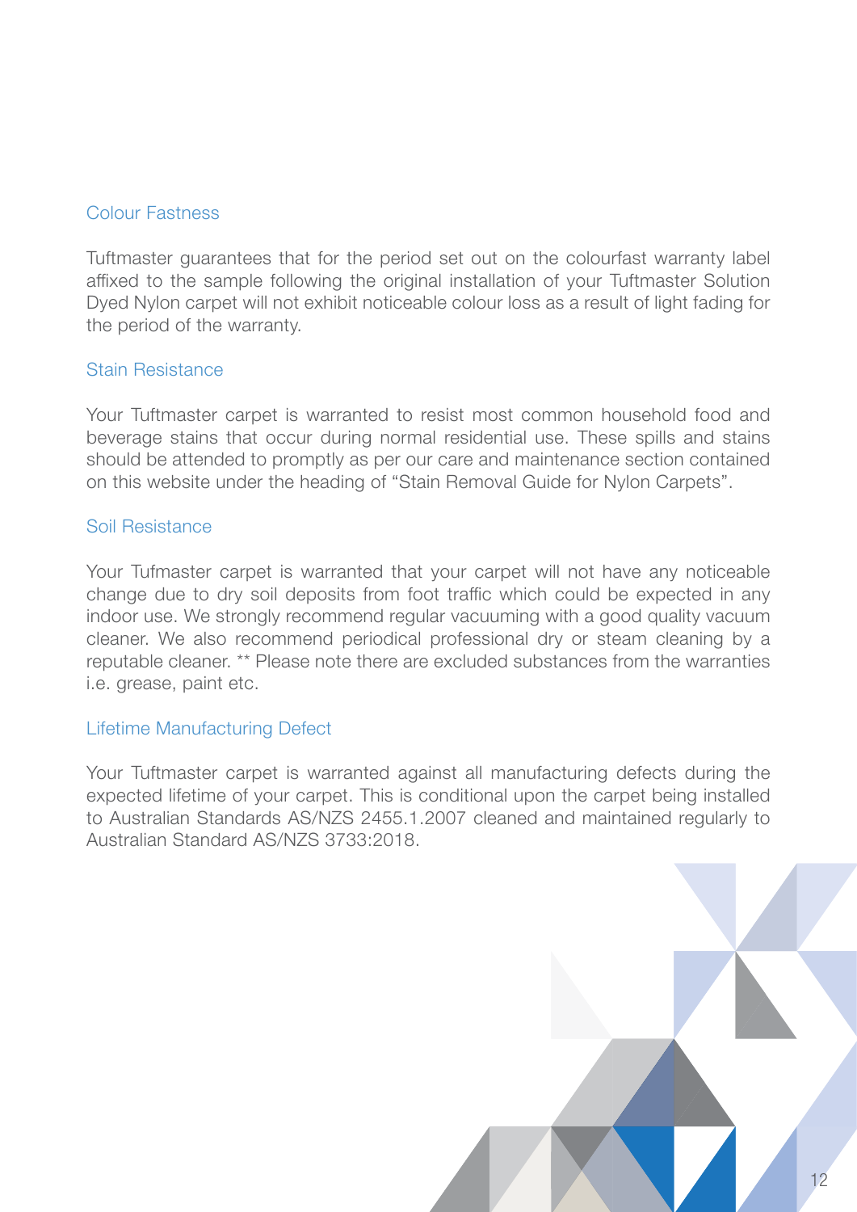## Colour Fastness

Tuftmaster guarantees that for the period set out on the colourfast warranty label affixed to the sample following the original installation of your Tuftmaster Solution Dyed Nylon carpet will not exhibit noticeable colour loss as a result of light fading for the period of the warranty.

## Stain Resistance

Your Tuftmaster carpet is warranted to resist most common household food and beverage stains that occur during normal residential use. These spills and stains should be attended to promptly as per our care and maintenance section contained on this website under the heading of "Stain Removal Guide for Nylon Carpets".

## Soil Resistance

Your Tufmaster carpet is warranted that your carpet will not have any noticeable change due to dry soil deposits from foot traffic which could be expected in any indoor use. We strongly recommend regular vacuuming with a good quality vacuum cleaner. We also recommend periodical professional dry or steam cleaning by a reputable cleaner. ** Please note there are excluded substances from the warranties i.e. grease, paint etc.

## Lifetime Manufacturing Defect

Your Tuftmaster carpet is warranted against all manufacturing defects during the expected lifetime of your carpet. This is conditional upon the carpet being installed to Australian Standards AS/NZS 2455.1.2007 cleaned and maintained regularly to Australian Standard AS/NZS 3733:2018.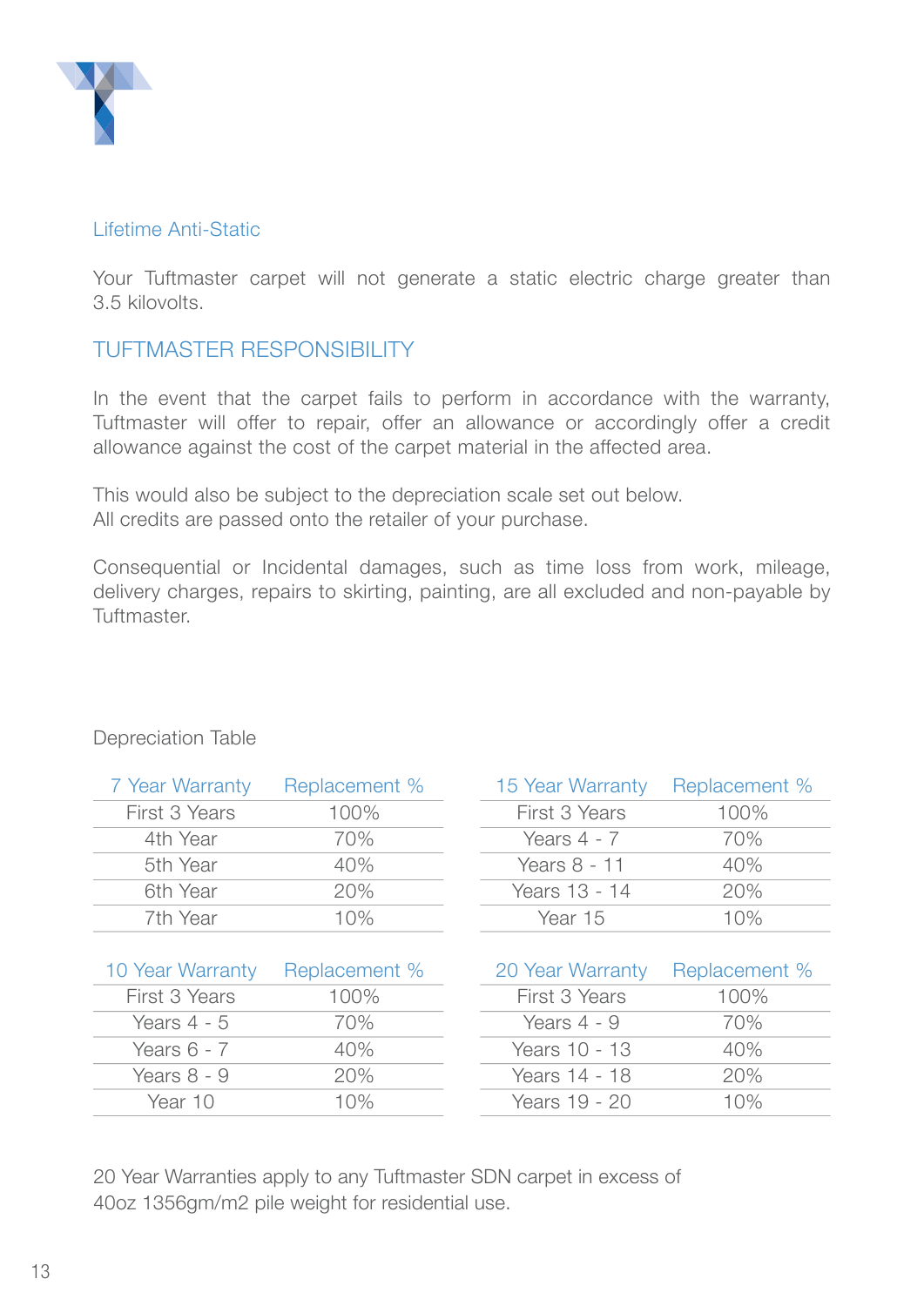### Lifetime Anti-Static

Your Tuftmaster carpet will not generate a static electric charge greater than 3.5 kilovolts.

## TUFTMASTER RESPONSIBILITY

In the event that the carpet fails to perform in accordance with the warranty, Tuftmaster will offer to repair, offer an allowance or accordingly offer a credit allowance against the cost of the carpet material in the affected area.

This would also be subject to the depreciation scale set out below.
All credits are passed onto the retailer of your purchase.

Consequential or Incidental damages, such as time loss from work, mileage, delivery charges, repairs to skirting, painting, are all excluded and non-payable by Tuftmaster.

Depreciation Table

| 7 Year Warranty | Replacement % |
|---|---|
| First 3 Years | 100% |
| 4th Year | 70% |
| 5th Year | 40% |
| 6th Year | 20% |
| 7th Year | 10% |

| 15 Year Warranty | Replacement % |
|---|---|
| First 3 Years | 100% |
| Years 4 - 7 | 70% |
| Years 8 - 11 | 40% |
| Years 13 - 14 | 20% |
| Year 15 | 10% |

| 10 Year Warranty | Replacement % |
|---|---|
| First 3 Years | 100% |
| Years 4 - 5 | 70% |
| Years 6 - 7 | 40% |
| Years 8 - 9 | 20% |
| Year 10 | 10% |

| 20 Year Warranty | Replacement % |
|---|---|
| First 3 Years | 100% |
| Years 4 - 9 | 70% |
| Years 10 - 13 | 40% |
| Years 14 - 18 | 20% |
| Years 19 - 20 | 10% |

20 Year Warranties apply to any Tuftmaster SDN carpet in excess of 40oz 1356gm/m2 pile weight for residential use.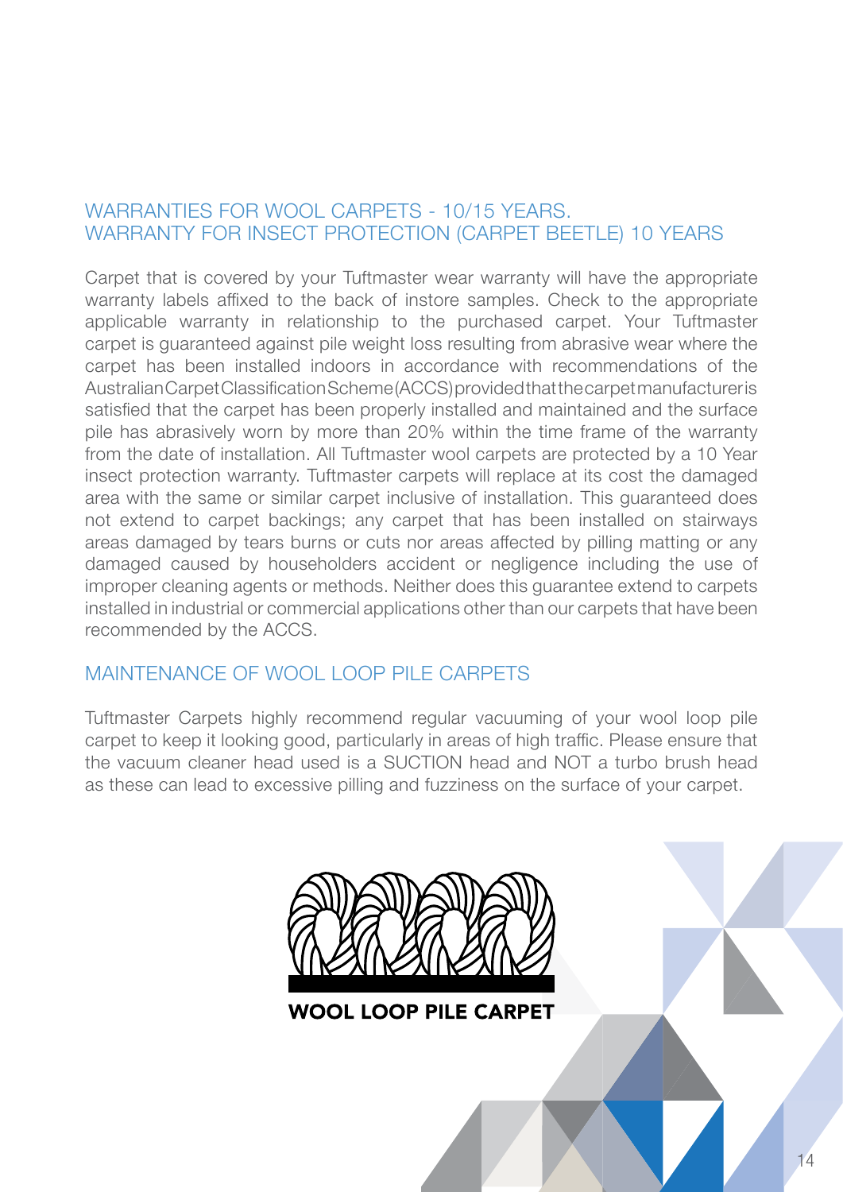## WARRANTIES FOR WOOL CARPETS - 10/15 YEARS.
## WARRANTY FOR INSECT PROTECTION (CARPET BEETLE) 10 YEARS

Carpet that is covered by your Tuftmaster wear warranty will have the appropriate warranty labels affixed to the back of instore samples. Check to the appropriate applicable warranty in relationship to the purchased carpet. Your Tuftmaster carpet is guaranteed against pile weight loss resulting from abrasive wear where the carpet has been installed indoors in accordance with recommendations of the Australian Carpet Classification Scheme (ACCS) provided that the carpet manufacturer is satisfied that the carpet has been properly installed and maintained and the surface pile has abrasively worn by more than 20% within the time frame of the warranty from the date of installation. All Tuftmaster wool carpets are protected by a 10 Year insect protection warranty. Tuftmaster carpets will replace at its cost the damaged area with the same or similar carpet inclusive of installation. This guaranteed does not extend to carpet backings; any carpet that has been installed on stairways areas damaged by tears burns or cuts nor areas affected by pilling matting or any damaged caused by householders accident or negligence including the use of improper cleaning agents or methods. Neither does this guarantee extend to carpets installed in industrial or commercial applications other than our carpets that have been recommended by the ACCS.

## MAINTENANCE OF WOOL LOOP PILE CARPETS

Tuftmaster Carpets highly recommend regular vacuuming of your wool loop pile carpet to keep it looking good, particularly in areas of high traffic. Please ensure that the vacuum cleaner head used is a SUCTION head and NOT a turbo brush head as these can lead to excessive pilling and fuzziness on the surface of your carpet.

**WOOL LOOP PILE CARPET**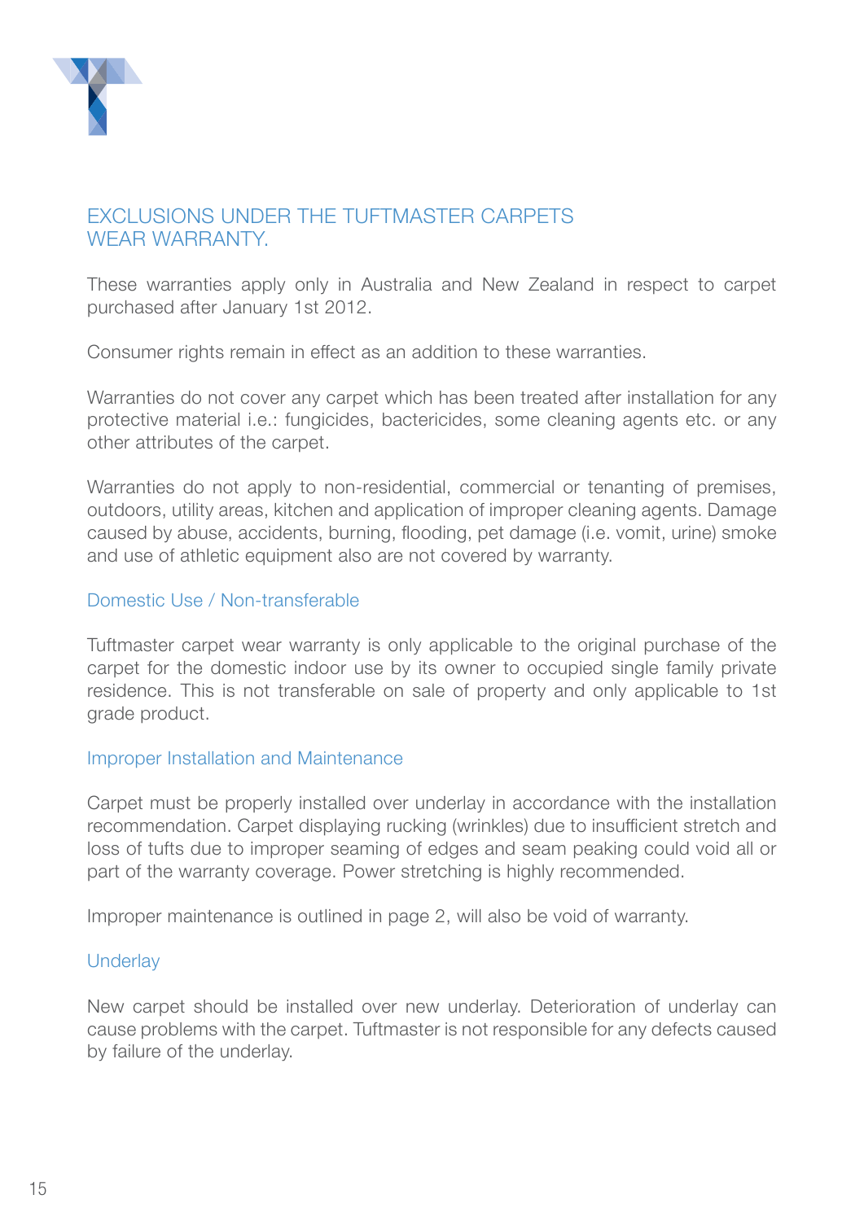## EXCLUSIONS UNDER THE TUFTMASTER CARPETS WEAR WARRANTY.

These warranties apply only in Australia and New Zealand in respect to carpet purchased after January 1st 2012.

Consumer rights remain in effect as an addition to these warranties.

Warranties do not cover any carpet which has been treated after installation for any protective material i.e.: fungicides, bactericides, some cleaning agents etc. or any other attributes of the carpet.

Warranties do not apply to non-residential, commercial or tenanting of premises, outdoors, utility areas, kitchen and application of improper cleaning agents. Damage caused by abuse, accidents, burning, flooding, pet damage (i.e. vomit, urine) smoke and use of athletic equipment also are not covered by warranty.

### Domestic Use / Non-transferable

Tuftmaster carpet wear warranty is only applicable to the original purchase of the carpet for the domestic indoor use by its owner to occupied single family private residence. This is not transferable on sale of property and only applicable to 1st grade product.

### Improper Installation and Maintenance

Carpet must be properly installed over underlay in accordance with the installation recommendation. Carpet displaying rucking (wrinkles) due to insufficient stretch and loss of tufts due to improper seaming of edges and seam peaking could void all or part of the warranty coverage. Power stretching is highly recommended.

Improper maintenance is outlined in page 2, will also be void of warranty.

### Underlay

New carpet should be installed over new underlay. Deterioration of underlay can cause problems with the carpet. Tuftmaster is not responsible for any defects caused by failure of the underlay.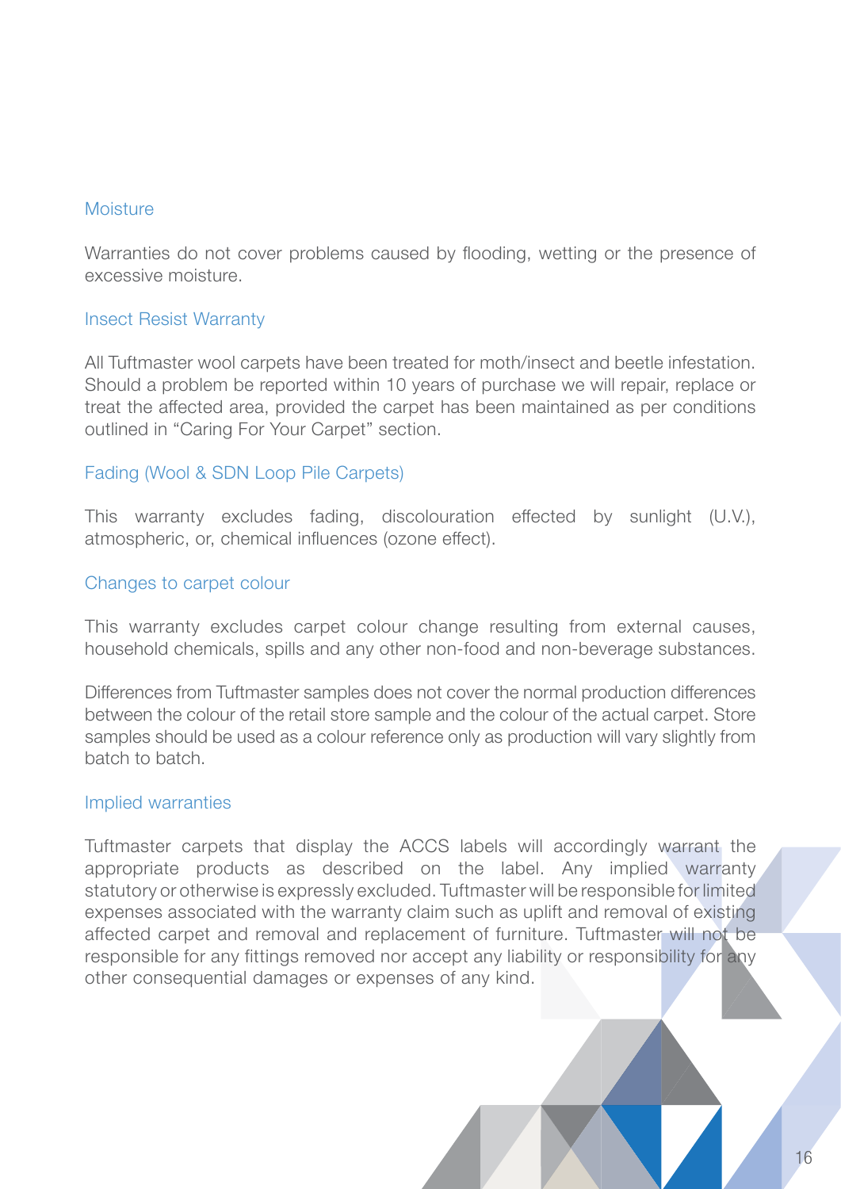### Moisture

Warranties do not cover problems caused by flooding, wetting or the presence of excessive moisture.

### Insect Resist Warranty

All Tuftmaster wool carpets have been treated for moth/insect and beetle infestation. Should a problem be reported within 10 years of purchase we will repair, replace or treat the affected area, provided the carpet has been maintained as per conditions outlined in "Caring For Your Carpet" section.

### Fading (Wool & SDN Loop Pile Carpets)

This warranty excludes fading, discolouration effected by sunlight (U.V.), atmospheric, or, chemical influences (ozone effect).

### Changes to carpet colour

This warranty excludes carpet colour change resulting from external causes, household chemicals, spills and any other non-food and non-beverage substances.

Differences from Tuftmaster samples does not cover the normal production differences between the colour of the retail store sample and the colour of the actual carpet. Store samples should be used as a colour reference only as production will vary slightly from batch to batch.

### Implied warranties

Tuftmaster carpets that display the ACCS labels will accordingly warrant the appropriate products as described on the label. Any implied warranty statutory or otherwise is expressly excluded. Tuftmaster will be responsible for limited expenses associated with the warranty claim such as uplift and removal of existing affected carpet and removal and replacement of furniture. Tuftmaster will not be responsible for any fittings removed nor accept any liability or responsibility for any other consequential damages or expenses of any kind.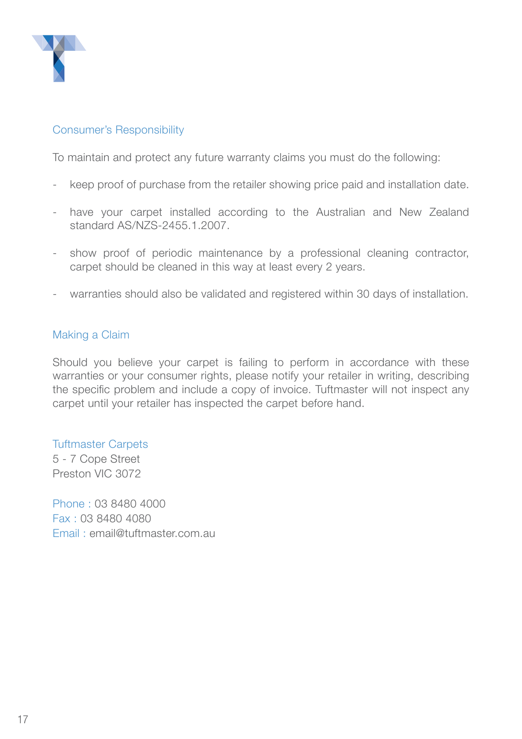## Consumer's Responsibility

To maintain and protect any future warranty claims you must do the following:

- keep proof of purchase from the retailer showing price paid and installation date.
- have your carpet installed according to the Australian and New Zealand standard AS/NZS-2455.1.2007.
- show proof of periodic maintenance by a professional cleaning contractor, carpet should be cleaned in this way at least every 2 years.
- warranties should also be validated and registered within 30 days of installation.

## Making a Claim

Should you believe your carpet is failing to perform in accordance with these warranties or your consumer rights, please notify your retailer in writing, describing the specific problem and include a copy of invoice. Tuftmaster will not inspect any carpet until your retailer has inspected the carpet before hand.

Tuftmaster Carpets
5 - 7 Cope Street
Preston VIC 3072

Phone : 03 8480 4000
Fax : 03 8480 4080
Email : email@tuftmaster.com.au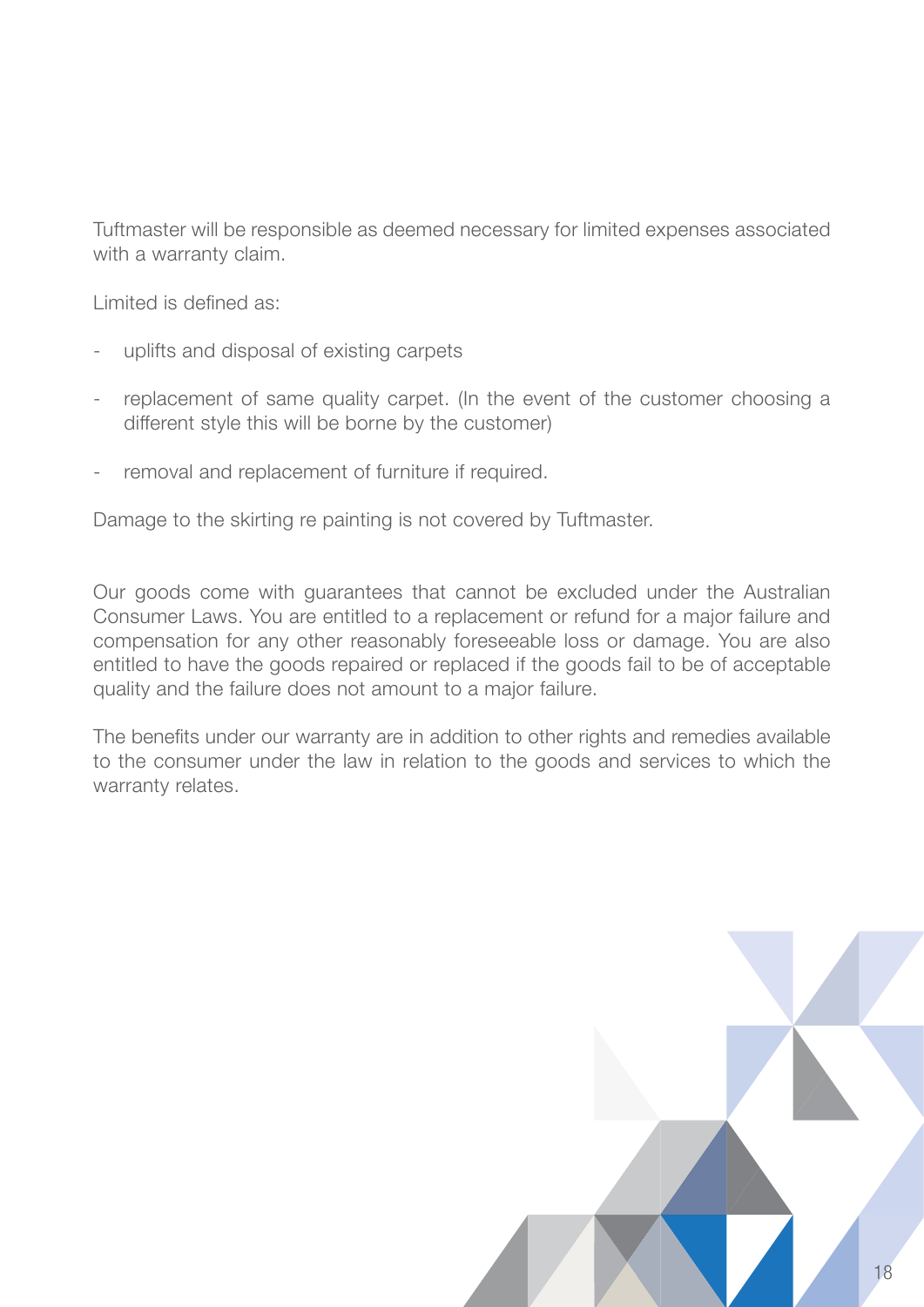Tuftmaster will be responsible as deemed necessary for limited expenses associated with a warranty claim.

Limited is defined as:

- uplifts and disposal of existing carpets
- replacement of same quality carpet. (In the event of the customer choosing a different style this will be borne by the customer)
- removal and replacement of furniture if required.

Damage to the skirting re painting is not covered by Tuftmaster.

Our goods come with guarantees that cannot be excluded under the Australian Consumer Laws. You are entitled to a replacement or refund for a major failure and compensation for any other reasonably foreseeable loss or damage. You are also entitled to have the goods repaired or replaced if the goods fail to be of acceptable quality and the failure does not amount to a major failure.

The benefits under our warranty are in addition to other rights and remedies available to the consumer under the law in relation to the goods and services to which the warranty relates.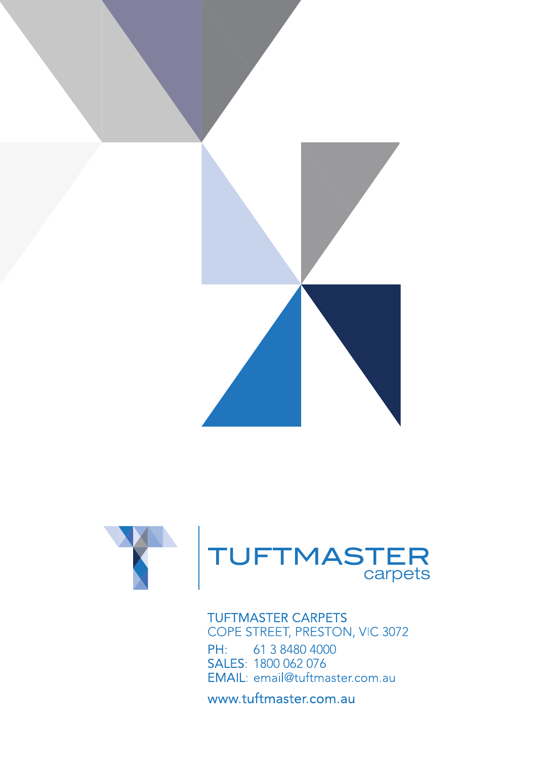TUFTMASTER
carpets

TUFTMASTER CARPETS
COPE STREET, PRESTON, VIC 3072

PH: 61 3 8480 4000
SALES: 1800 062 076
EMAIL: email@tuftmaster.com.au

www.tuftmaster.com.au